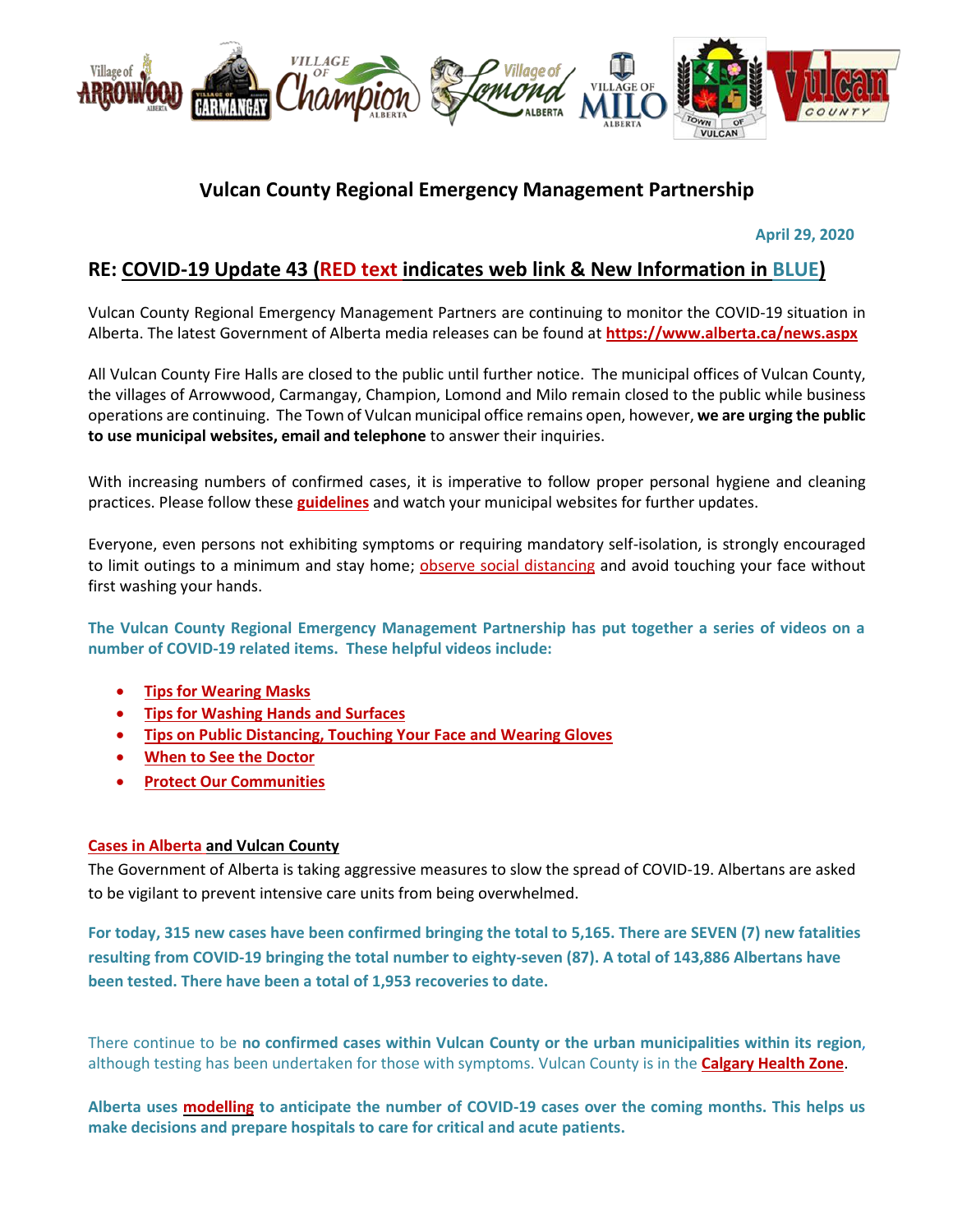# Vulcan County Regional Emergency Management Partnership

**April 29, 2020**

## RE: COVID-19 Update 43 (RED text indicates web link & New Information in BLUE)

Vulcan County Regional Emergency Management Partners are continuing to monitor the COVID-19 situation in Alberta. The latest Government of Alberta media releases can be found at **https://www.alberta.ca/news.aspx**

All Vulcan County Fire Halls are closed to the public until further notice. The municipal offices of Vulcan County, the villages of Arrowwood, Carmangay, Champion, Lomond and Milo remain closed to the public while business operations are continuing. The Town of Vulcan municipal office remains open, however, **we are urging the public to use municipal websites, email and telephone** to answer their inquiries.

With increasing numbers of confirmed cases, it is imperative to follow proper personal hygiene and cleaning practices. Please follow these **guidelines** and watch your municipal websites for further updates.

Everyone, even persons not exhibiting symptoms or requiring mandatory self-isolation, is strongly encouraged to limit outings to a minimum and stay home; observe social distancing and avoid touching your face without first washing your hands.

**The Vulcan County Regional Emergency Management Partnership has put together a series of videos on a number of COVID-19 related items. These helpful videos include:**

- **Tips for Wearing Masks**
- **Tips for Washing Hands and Surfaces**
- **Tips on Public Distancing, Touching Your Face and Wearing Gloves**
- **When to See the Doctor**
- **Protect Our Communities**

### Cases in Alberta and Vulcan County

The Government of Alberta is taking aggressive measures to slow the spread of COVID-19. Albertans are asked to be vigilant to prevent intensive care units from being overwhelmed.

**For today, 315 new cases have been confirmed bringing the total to 5,165. There are SEVEN (7) new fatalities resulting from COVID-19 bringing the total number to eighty-seven (87). A total of 143,886 Albertans have been tested. There have been a total of 1,953 recoveries to date.**

There continue to be **no confirmed cases within Vulcan County or the urban municipalities within its region**, although testing has been undertaken for those with symptoms. Vulcan County is in the **Calgary Health Zone**.

**Alberta uses modelling to anticipate the number of COVID-19 cases over the coming months. This helps us make decisions and prepare hospitals to care for critical and acute patients.**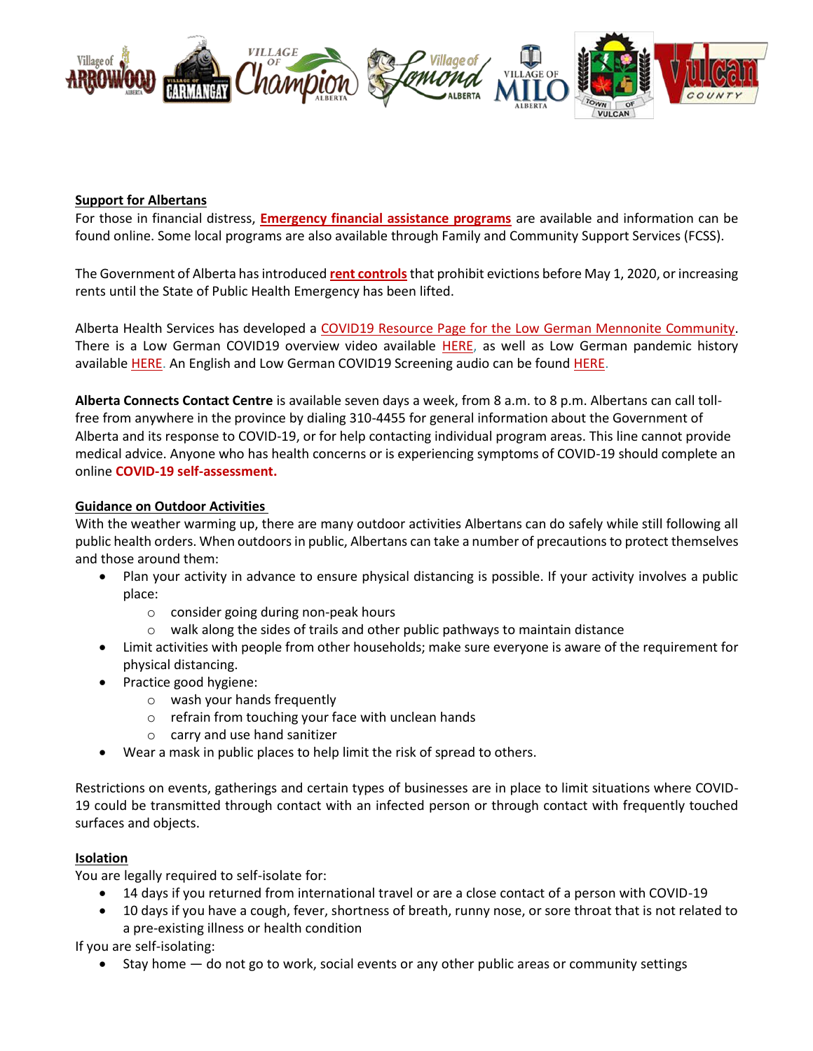**Support for Albertans**

For those in financial distress, **Emergency financial assistance programs** are available and information can be found online. Some local programs are also available through Family and Community Support Services (FCSS).

The Government of Alberta has introduced **rent controls** that prohibit evictions before May 1, 2020, or increasing rents until the State of Public Health Emergency has been lifted.

Alberta Health Services has developed a COVID19 Resource Page for the Low German Mennonite Community. There is a Low German COVID19 overview video available HERE, as well as Low German pandemic history available HERE. An English and Low German COVID19 Screening audio can be found HERE.

**Alberta Connects Contact Centre** is available seven days a week, from 8 a.m. to 8 p.m. Albertans can call toll-free from anywhere in the province by dialing 310-4455 for general information about the Government of Alberta and its response to COVID-19, or for help contacting individual program areas. This line cannot provide medical advice. Anyone who has health concerns or is experiencing symptoms of COVID-19 should complete an online **COVID-19 self-assessment.**

**Guidance on Outdoor Activities**

With the weather warming up, there are many outdoor activities Albertans can do safely while still following all public health orders. When outdoors in public, Albertans can take a number of precautions to protect themselves and those around them:

- Plan your activity in advance to ensure physical distancing is possible. If your activity involves a public place:
  - consider going during non-peak hours
  - walk along the sides of trails and other public pathways to maintain distance
- Limit activities with people from other households; make sure everyone is aware of the requirement for physical distancing.
- Practice good hygiene:
  - wash your hands frequently
  - refrain from touching your face with unclean hands
  - carry and use hand sanitizer
- Wear a mask in public places to help limit the risk of spread to others.

Restrictions on events, gatherings and certain types of businesses are in place to limit situations where COVID-19 could be transmitted through contact with an infected person or through contact with frequently touched surfaces and objects.

**Isolation**

You are legally required to self-isolate for:

- 14 days if you returned from international travel or are a close contact of a person with COVID-19
- 10 days if you have a cough, fever, shortness of breath, runny nose, or sore throat that is not related to a pre-existing illness or health condition

If you are self-isolating:

- Stay home — do not go to work, social events or any other public areas or community settings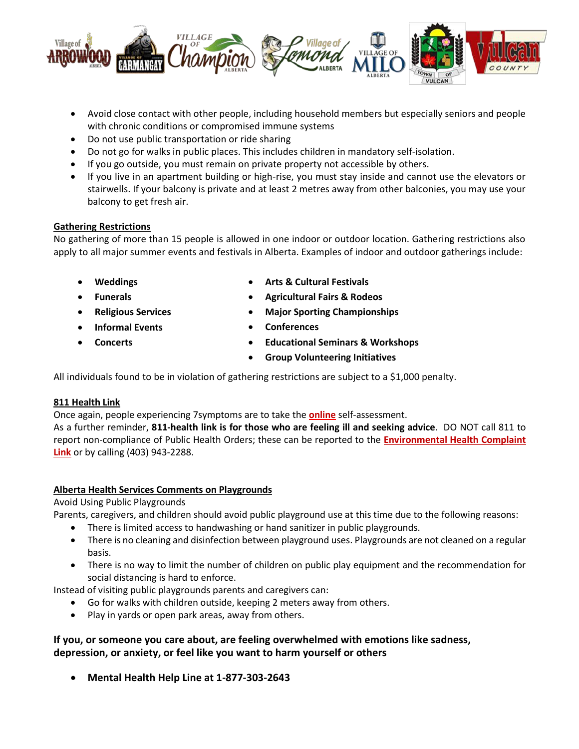- Avoid close contact with other people, including household members but especially seniors and people with chronic conditions or compromised immune systems
- Do not use public transportation or ride sharing
- Do not go for walks in public places. This includes children in mandatory self-isolation.
- If you go outside, you must remain on private property not accessible by others.
- If you live in an apartment building or high-rise, you must stay inside and cannot use the elevators or stairwells. If your balcony is private and at least 2 metres away from other balconies, you may use your balcony to get fresh air.

**Gathering Restrictions**

No gathering of more than 15 people is allowed in one indoor or outdoor location. Gathering restrictions also apply to all major summer events and festivals in Alberta. Examples of indoor and outdoor gatherings include:

- **Weddings**
- **Funerals**
- **Religious Services**
- **Informal Events**
- **Concerts**
- **Arts & Cultural Festivals**
- **Agricultural Fairs & Rodeos**
- **Major Sporting Championships**
- **Conferences**
- **Educational Seminars & Workshops**
- **Group Volunteering Initiatives**

All individuals found to be in violation of gathering restrictions are subject to a $1,000 penalty.

**811 Health Link**

Once again, people experiencing 7symptoms are to take the **online** self-assessment.
As a further reminder, **811-health link is for those who are feeling ill and seeking advice**. DO NOT call 811 to report non-compliance of Public Health Orders; these can be reported to the **Environmental Health Complaint Link** or by calling (403) 943-2288.

**Alberta Health Services Comments on Playgrounds**

Avoid Using Public Playgrounds
Parents, caregivers, and children should avoid public playground use at this time due to the following reasons:

- There is limited access to handwashing or hand sanitizer in public playgrounds.
- There is no cleaning and disinfection between playground uses. Playgrounds are not cleaned on a regular basis.
- There is no way to limit the number of children on public play equipment and the recommendation for social distancing is hard to enforce.

Instead of visiting public playgrounds parents and caregivers can:

- Go for walks with children outside, keeping 2 meters away from others.
- Play in yards or open park areas, away from others.

**If you, or someone you care about, are feeling overwhelmed with emotions like sadness, depression, or anxiety, or feel like you want to harm yourself or others**

- **Mental Health Help Line at 1-877-303-2643**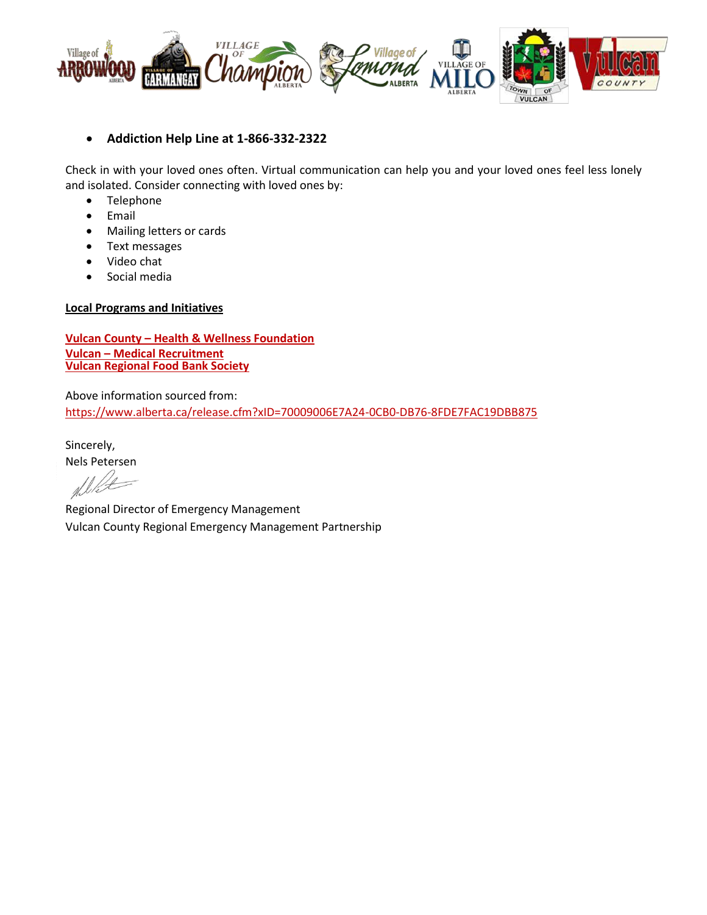- **Addiction Help Line at 1-866-332-2322**

Check in with your loved ones often. Virtual communication can help you and your loved ones feel less lonely and isolated. Consider connecting with loved ones by:

- Telephone
- Email
- Mailing letters or cards
- Text messages
- Video chat
- Social media

**Local Programs and Initiatives**

**Vulcan County – Health & Wellness Foundation**
**Vulcan – Medical Recruitment**
**Vulcan Regional Food Bank Society**

Above information sourced from:
https://www.alberta.ca/release.cfm?xID=70009006E7A24-0CB0-DB76-8FDE7FAC19DBB875

Sincerely,
Nels Petersen

Regional Director of Emergency Management
Vulcan County Regional Emergency Management Partnership